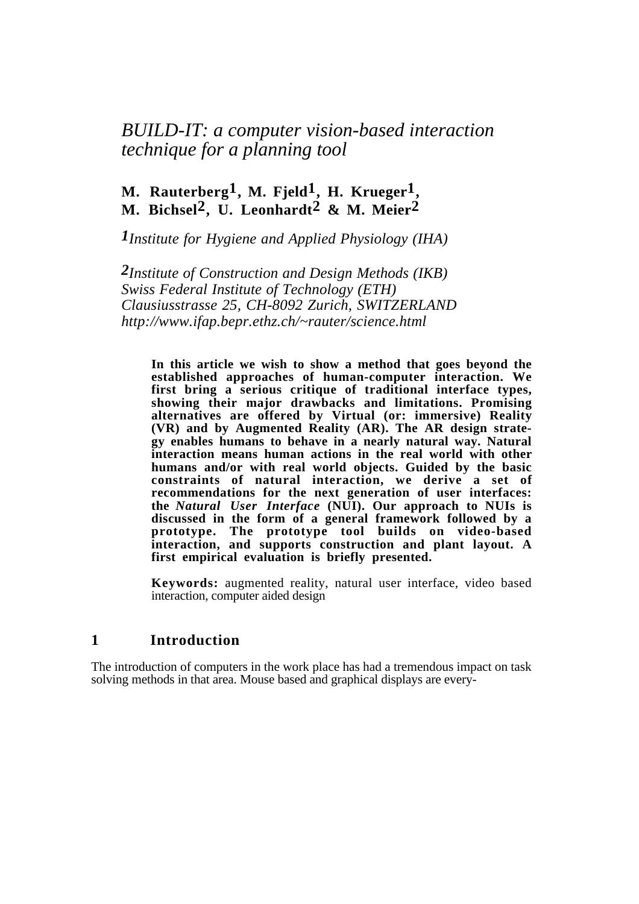# *BUILD-IT: a computer vision-based interaction technique for a planning tool*

**M. Rauterberg[1], M. Fjeld[1], H. Krueger[1], M. Bichsel[2], U. Leonhardt[2] & M. Meier[2]**

*[1]Institute for Hygiene and Applied Physiology (IHA)*

*[2]Institute of Construction and Design Methods (IKB)*
*Swiss Federal Institute of Technology (ETH)*
*Clausiusstrasse 25, CH-8092 Zurich, SWITZERLAND*
*http://www.ifap.bepr.ethz.ch/~rauter/science.html*

**In this article we wish to show a method that goes beyond the established approaches of human-computer interaction. We first bring a serious critique of traditional interface types, showing their major drawbacks and limitations. Promising alternatives are offered by Virtual (or: immersive) Reality (VR) and by Augmented Reality (AR). The AR design strategy enables humans to behave in a nearly natural way. Natural interaction means human actions in the real world with other humans and/or with real world objects. Guided by the basic constraints of natural interaction, we derive a set of recommendations for the next generation of user interfaces: the *Natural User Interface* (NUI). Our approach to NUIs is discussed in the form of a general framework followed by a prototype. The prototype tool builds on video-based interaction, and supports construction and plant layout. A first empirical evaluation is briefly presented.**

**Keywords:** augmented reality, natural user interface, video based interaction, computer aided design

## 1 Introduction

The introduction of computers in the work place has had a tremendous impact on task solving methods in that area. Mouse based and graphical displays are every-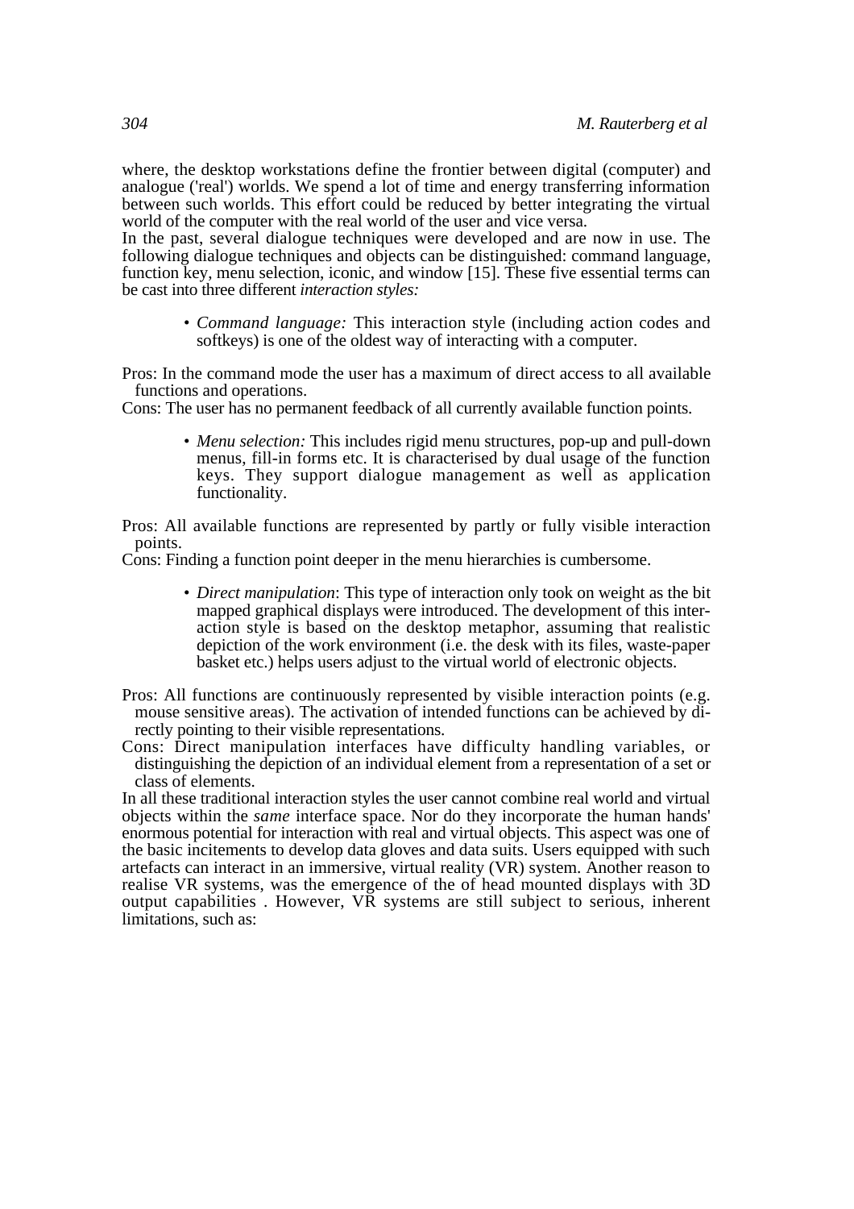where, the desktop workstations define the frontier between digital (computer) and analogue ('real') worlds. We spend a lot of time and energy transferring information between such worlds. This effort could be reduced by better integrating the virtual world of the computer with the real world of the user and vice versa.

In the past, several dialogue techniques were developed and are now in use. The following dialogue techniques and objects can be distinguished: command language, function key, menu selection, iconic, and window [15]. These five essential terms can be cast into three different *interaction styles:*

- *Command language:* This interaction style (including action codes and softkeys) is one of the oldest way of interacting with a computer.

Pros: In the command mode the user has a maximum of direct access to all available functions and operations.

Cons: The user has no permanent feedback of all currently available function points.

- *Menu selection:* This includes rigid menu structures, pop-up and pull-down menus, fill-in forms etc. It is characterised by dual usage of the function keys. They support dialogue management as well as application functionality.

Pros: All available functions are represented by partly or fully visible interaction points.

Cons: Finding a function point deeper in the menu hierarchies is cumbersome.

- *Direct manipulation*: This type of interaction only took on weight as the bit mapped graphical displays were introduced. The development of this interaction style is based on the desktop metaphor, assuming that realistic depiction of the work environment (i.e. the desk with its files, waste-paper basket etc.) helps users adjust to the virtual world of electronic objects.

Pros: All functions are continuously represented by visible interaction points (e.g. mouse sensitive areas). The activation of intended functions can be achieved by directly pointing to their visible representations.

Cons: Direct manipulation interfaces have difficulty handling variables, or distinguishing the depiction of an individual element from a representation of a set or class of elements.

In all these traditional interaction styles the user cannot combine real world and virtual objects within the *same* interface space. Nor do they incorporate the human hands' enormous potential for interaction with real and virtual objects. This aspect was one of the basic incitements to develop data gloves and data suits. Users equipped with such artefacts can interact in an immersive, virtual reality (VR) system. Another reason to realise VR systems, was the emergence of the of head mounted displays with 3D output capabilities . However, VR systems are still subject to serious, inherent limitations, such as: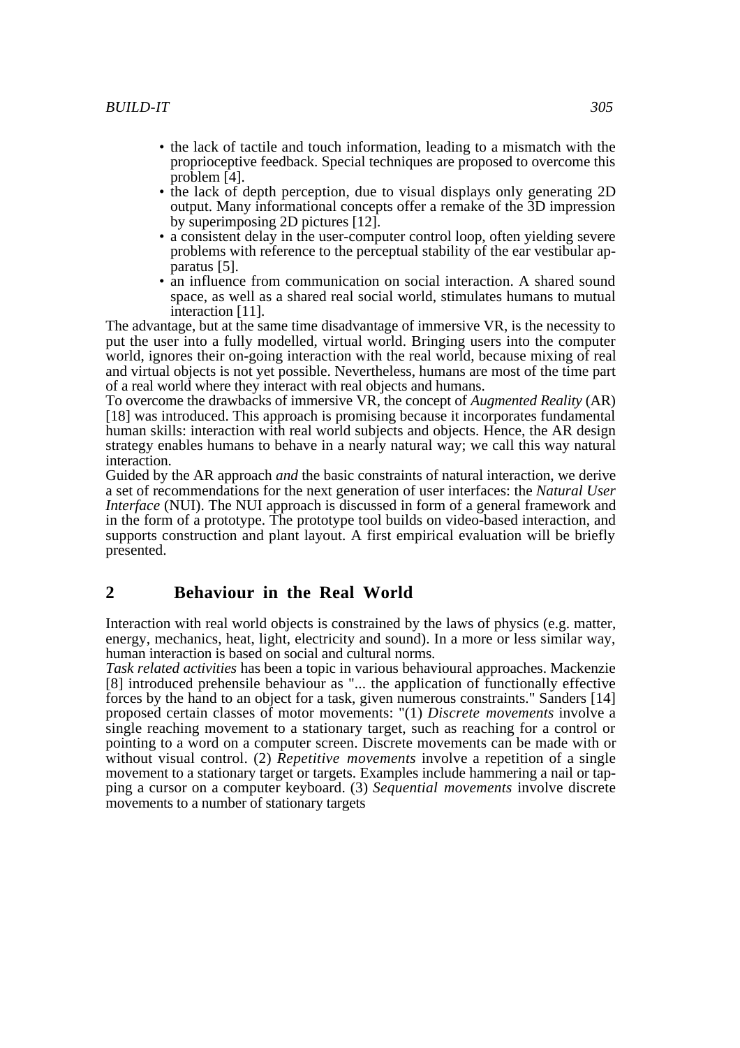- the lack of tactile and touch information, leading to a mismatch with the proprioceptive feedback. Special techniques are proposed to overcome this problem [4].
- the lack of depth perception, due to visual displays only generating 2D output. Many informational concepts offer a remake of the 3D impression by superimposing 2D pictures [12].
- a consistent delay in the user-computer control loop, often yielding severe problems with reference to the perceptual stability of the ear vestibular apparatus [5].
- an influence from communication on social interaction. A shared sound space, as well as a shared real social world, stimulates humans to mutual interaction [11].

The advantage, but at the same time disadvantage of immersive VR, is the necessity to put the user into a fully modelled, virtual world. Bringing users into the computer world, ignores their on-going interaction with the real world, because mixing of real and virtual objects is not yet possible. Nevertheless, humans are most of the time part of a real world where they interact with real objects and humans.

To overcome the drawbacks of immersive VR, the concept of *Augmented Reality* (AR) [18] was introduced. This approach is promising because it incorporates fundamental human skills: interaction with real world subjects and objects. Hence, the AR design strategy enables humans to behave in a nearly natural way; we call this way natural interaction.

Guided by the AR approach *and* the basic constraints of natural interaction, we derive a set of recommendations for the next generation of user interfaces: the *Natural User Interface* (NUI). The NUI approach is discussed in form of a general framework and in the form of a prototype. The prototype tool builds on video-based interaction, and supports construction and plant layout. A first empirical evaluation will be briefly presented.

## 2 Behaviour in the Real World

Interaction with real world objects is constrained by the laws of physics (e.g. matter, energy, mechanics, heat, light, electricity and sound). In a more or less similar way, human interaction is based on social and cultural norms.

*Task related activities* has been a topic in various behavioural approaches. Mackenzie [8] introduced prehensile behaviour as "... the application of functionally effective forces by the hand to an object for a task, given numerous constraints." Sanders [14] proposed certain classes of motor movements: "(1) *Discrete movements* involve a single reaching movement to a stationary target, such as reaching for a control or pointing to a word on a computer screen. Discrete movements can be made with or without visual control. (2) *Repetitive movements* involve a repetition of a single movement to a stationary target or targets. Examples include hammering a nail or tapping a cursor on a computer keyboard. (3) *Sequential movements* involve discrete movements to a number of stationary targets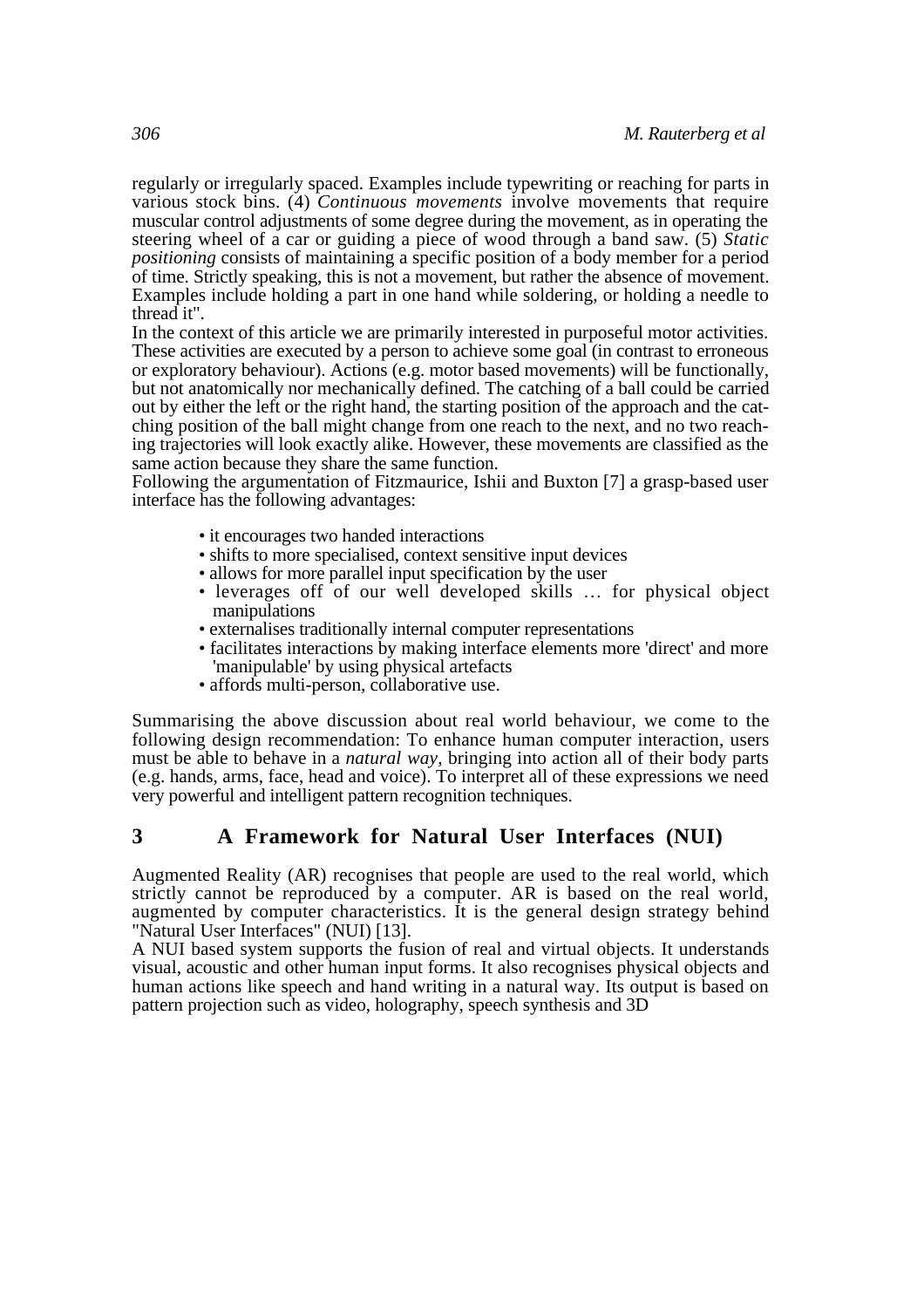regularly or irregularly spaced. Examples include typewriting or reaching for parts in various stock bins. (4) *Continuous movements* involve movements that require muscular control adjustments of some degree during the movement, as in operating the steering wheel of a car or guiding a piece of wood through a band saw. (5) *Static positioning* consists of maintaining a specific position of a body member for a period of time. Strictly speaking, this is not a movement, but rather the absence of movement. Examples include holding a part in one hand while soldering, or holding a needle to thread it".

In the context of this article we are primarily interested in purposeful motor activities. These activities are executed by a person to achieve some goal (in contrast to erroneous or exploratory behaviour). Actions (e.g. motor based movements) will be functionally, but not anatomically nor mechanically defined. The catching of a ball could be carried out by either the left or the right hand, the starting position of the approach and the catching position of the ball might change from one reach to the next, and no two reaching trajectories will look exactly alike. However, these movements are classified as the same action because they share the same function.

Following the argumentation of Fitzmaurice, Ishii and Buxton [7] a grasp-based user interface has the following advantages:

- it encourages two handed interactions
- shifts to more specialised, context sensitive input devices
- allows for more parallel input specification by the user
- leverages off of our well developed skills … for physical object manipulations
- externalises traditionally internal computer representations
- facilitates interactions by making interface elements more 'direct' and more 'manipulable' by using physical artefacts
- affords multi-person, collaborative use.

Summarising the above discussion about real world behaviour, we come to the following design recommendation: To enhance human computer interaction, users must be able to behave in a *natural way*, bringing into action all of their body parts (e.g. hands, arms, face, head and voice). To interpret all of these expressions we need very powerful and intelligent pattern recognition techniques.

## 3 A Framework for Natural User Interfaces (NUI)

Augmented Reality (AR) recognises that people are used to the real world, which strictly cannot be reproduced by a computer. AR is based on the real world, augmented by computer characteristics. It is the general design strategy behind "Natural User Interfaces" (NUI) [13].

A NUI based system supports the fusion of real and virtual objects. It understands visual, acoustic and other human input forms. It also recognises physical objects and human actions like speech and hand writing in a natural way. Its output is based on pattern projection such as video, holography, speech synthesis and 3D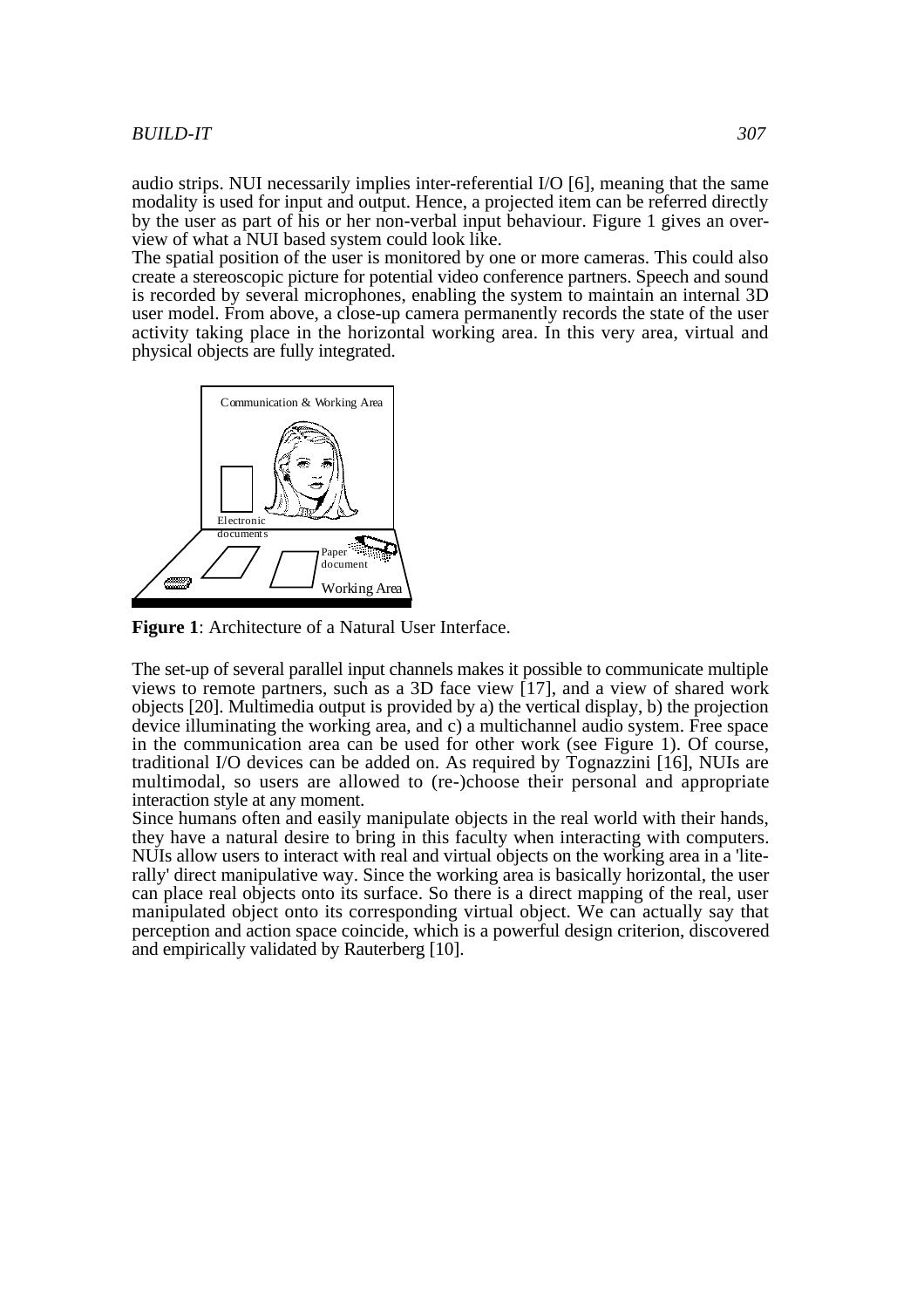audio strips. NUI necessarily implies inter-referential I/O [6], meaning that the same modality is used for input and output. Hence, a projected item can be referred directly by the user as part of his or her non-verbal input behaviour. Figure 1 gives an overview of what a NUI based system could look like.

The spatial position of the user is monitored by one or more cameras. This could also create a stereoscopic picture for potential video conference partners. Speech and sound is recorded by several microphones, enabling the system to maintain an internal 3D user model. From above, a close-up camera permanently records the state of the user activity taking place in the horizontal working area. In this very area, virtual and physical objects are fully integrated.

**Figure 1**: Architecture of a Natural User Interface.

The set-up of several parallel input channels makes it possible to communicate multiple views to remote partners, such as a 3D face view [17], and a view of shared work objects [20]. Multimedia output is provided by a) the vertical display, b) the projection device illuminating the working area, and c) a multichannel audio system. Free space in the communication area can be used for other work (see Figure 1). Of course, traditional I/O devices can be added on. As required by Tognazzini [16], NUIs are multimodal, so users are allowed to (re-)choose their personal and appropriate interaction style at any moment.

Since humans often and easily manipulate objects in the real world with their hands, they have a natural desire to bring in this faculty when interacting with computers. NUIs allow users to interact with real and virtual objects on the working area in a 'literally' direct manipulative way. Since the working area is basically horizontal, the user can place real objects onto its surface. So there is a direct mapping of the real, user manipulated object onto its corresponding virtual object. We can actually say that perception and action space coincide, which is a powerful design criterion, discovered and empirically validated by Rauterberg [10].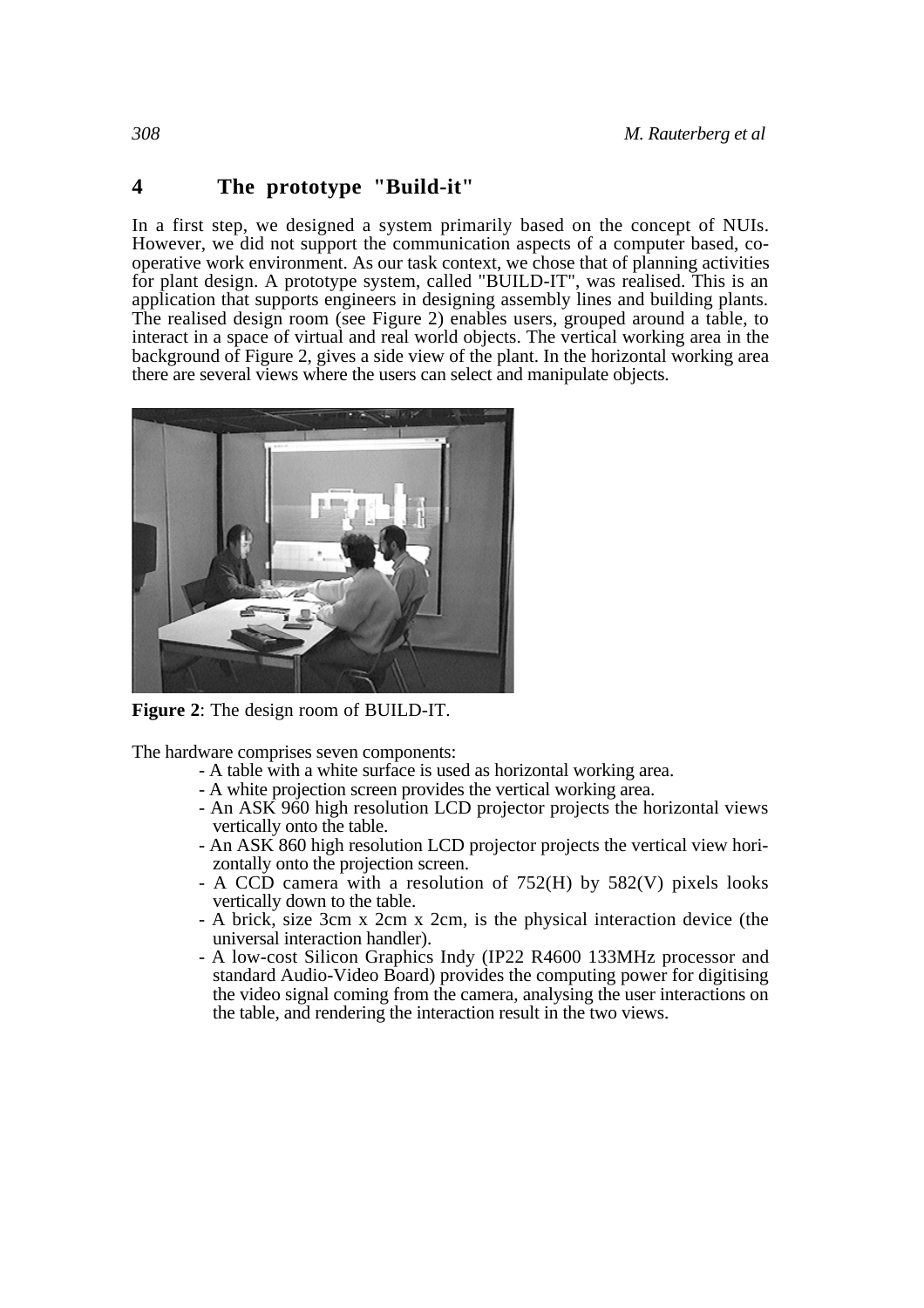## 4 The prototype "Build-it"

In a first step, we designed a system primarily based on the concept of NUIs. However, we did not support the communication aspects of a computer based, co-operative work environment. As our task context, we chose that of planning activities for plant design. A prototype system, called "BUILD-IT", was realised. This is an application that supports engineers in designing assembly lines and building plants. The realised design room (see Figure 2) enables users, grouped around a table, to interact in a space of virtual and real world objects. The vertical working area in the background of Figure 2, gives a side view of the plant. In the horizontal working area there are several views where the users can select and manipulate objects.

**Figure 2**: The design room of BUILD-IT.

The hardware comprises seven components:

- A table with a white surface is used as horizontal working area.
- A white projection screen provides the vertical working area.
- An ASK 960 high resolution LCD projector projects the horizontal views vertically onto the table.
- An ASK 860 high resolution LCD projector projects the vertical view horizontally onto the projection screen.
- A CCD camera with a resolution of 752(H) by 582(V) pixels looks vertically down to the table.
- A brick, size 3cm x 2cm x 2cm, is the physical interaction device (the universal interaction handler).
- A low-cost Silicon Graphics Indy (IP22 R4600 133MHz processor and standard Audio-Video Board) provides the computing power for digitising the video signal coming from the camera, analysing the user interactions on the table, and rendering the interaction result in the two views.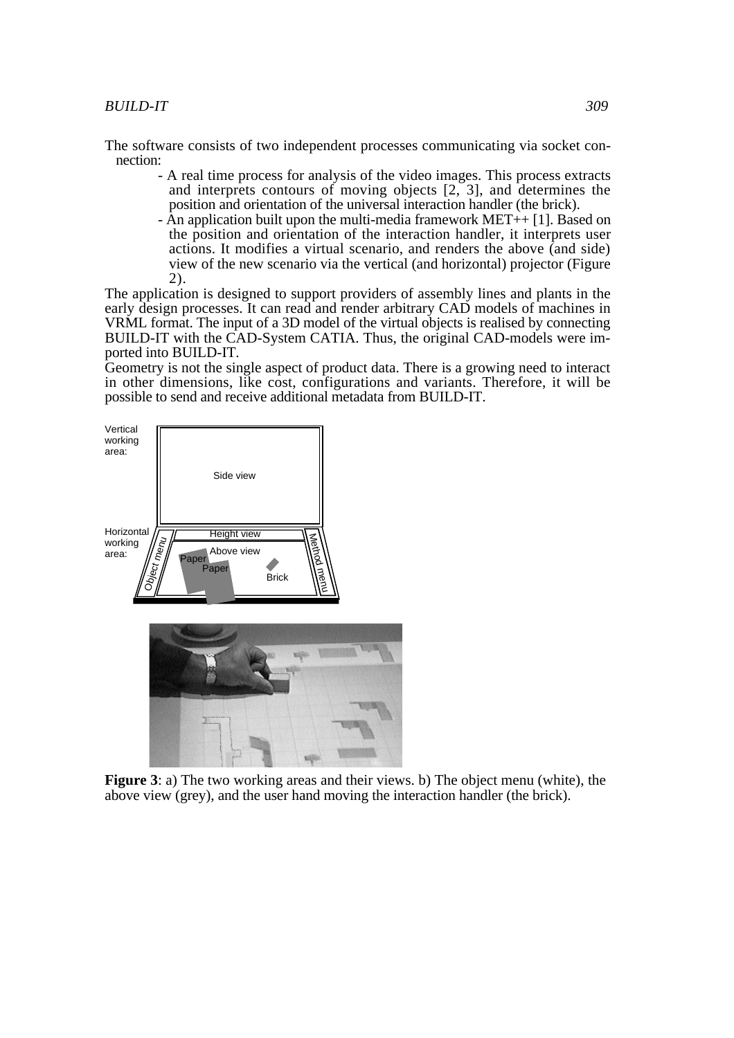The software consists of two independent processes communicating via socket connection:

- A real time process for analysis of the video images. This process extracts and interprets contours of moving objects [2, 3], and determines the position and orientation of the universal interaction handler (the brick).
- An application built upon the multi-media framework MET++ [1]. Based on the position and orientation of the interaction handler, it interprets user actions. It modifies a virtual scenario, and renders the above (and side) view of the new scenario via the vertical (and horizontal) projector (Figure 2).

The application is designed to support providers of assembly lines and plants in the early design processes. It can read and render arbitrary CAD models of machines in VRML format. The input of a 3D model of the virtual objects is realised by connecting BUILD-IT with the CAD-System CATIA. Thus, the original CAD-models were imported into BUILD-IT.

Geometry is not the single aspect of product data. There is a growing need to interact in other dimensions, like cost, configurations and variants. Therefore, it will be possible to send and receive additional metadata from BUILD-IT.

**Figure 3**: a) The two working areas and their views. b) The object menu (white), the above view (grey), and the user hand moving the interaction handler (the brick).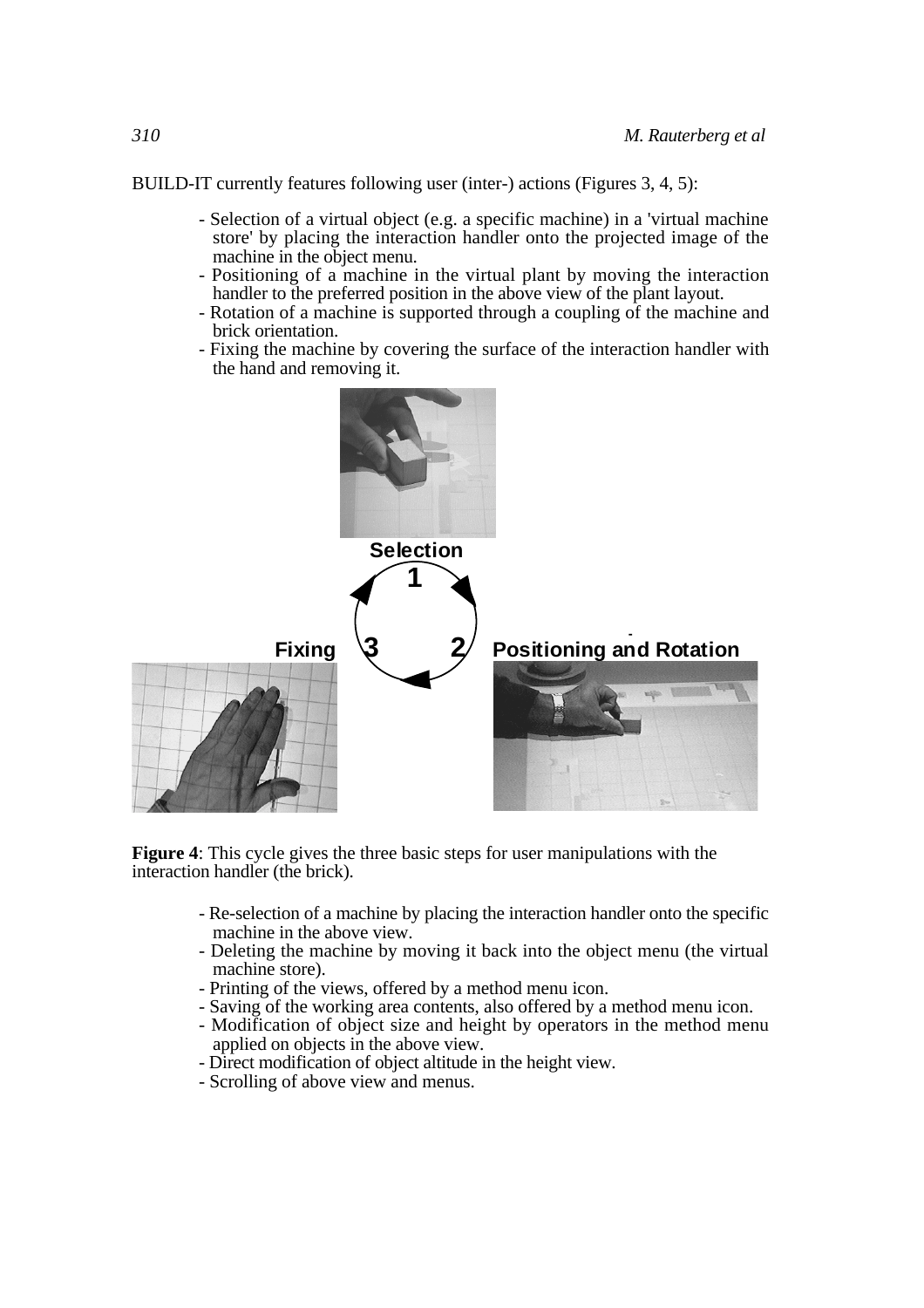BUILD-IT currently features following user (inter-) actions (Figures 3, 4, 5):

- Selection of a virtual object (e.g. a specific machine) in a 'virtual machine store' by placing the interaction handler onto the projected image of the machine in the object menu.
- Positioning of a machine in the virtual plant by moving the interaction handler to the preferred position in the above view of the plant layout.
- Rotation of a machine is supported through a coupling of the machine and brick orientation.
- Fixing the machine by covering the surface of the interaction handler with the hand and removing it.

**Figure 4**: This cycle gives the three basic steps for user manipulations with the interaction handler (the brick).

- Re-selection of a machine by placing the interaction handler onto the specific machine in the above view.
- Deleting the machine by moving it back into the object menu (the virtual machine store).
- Printing of the views, offered by a method menu icon.
- Saving of the working area contents, also offered by a method menu icon.
- Modification of object size and height by operators in the method menu applied on objects in the above view.
- Direct modification of object altitude in the height view.
- Scrolling of above view and menus.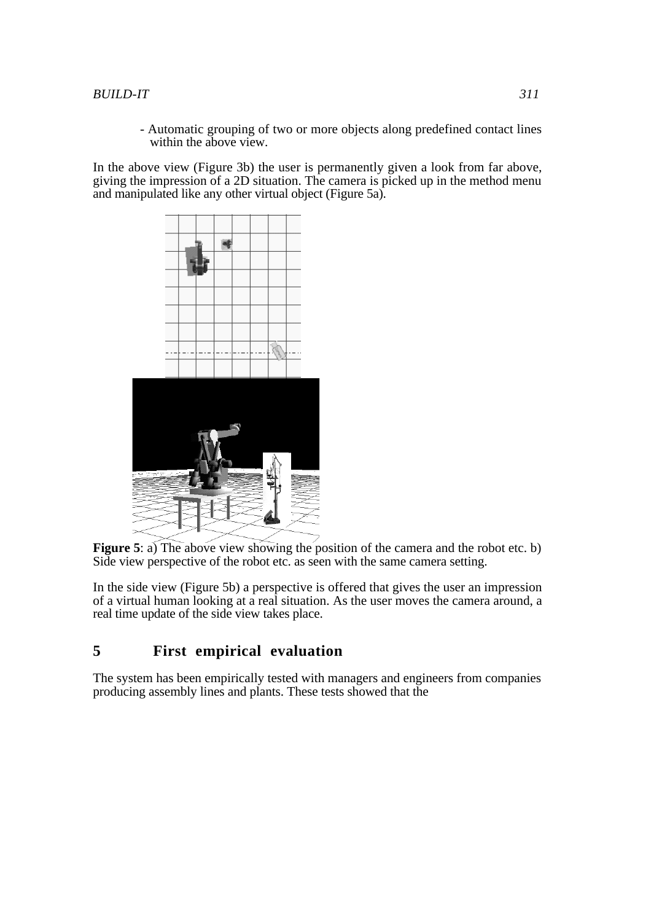- Automatic grouping of two or more objects along predefined contact lines within the above view.

In the above view (Figure 3b) the user is permanently given a look from far above, giving the impression of a 2D situation. The camera is picked up in the method menu and manipulated like any other virtual object (Figure 5a).

**Figure 5**: a) The above view showing the position of the camera and the robot etc. b) Side view perspective of the robot etc. as seen with the same camera setting.

In the side view (Figure 5b) a perspective is offered that gives the user an impression of a virtual human looking at a real situation. As the user moves the camera around, a real time update of the side view takes place.

## 5 First empirical evaluation

The system has been empirically tested with managers and engineers from companies producing assembly lines and plants. These tests showed that the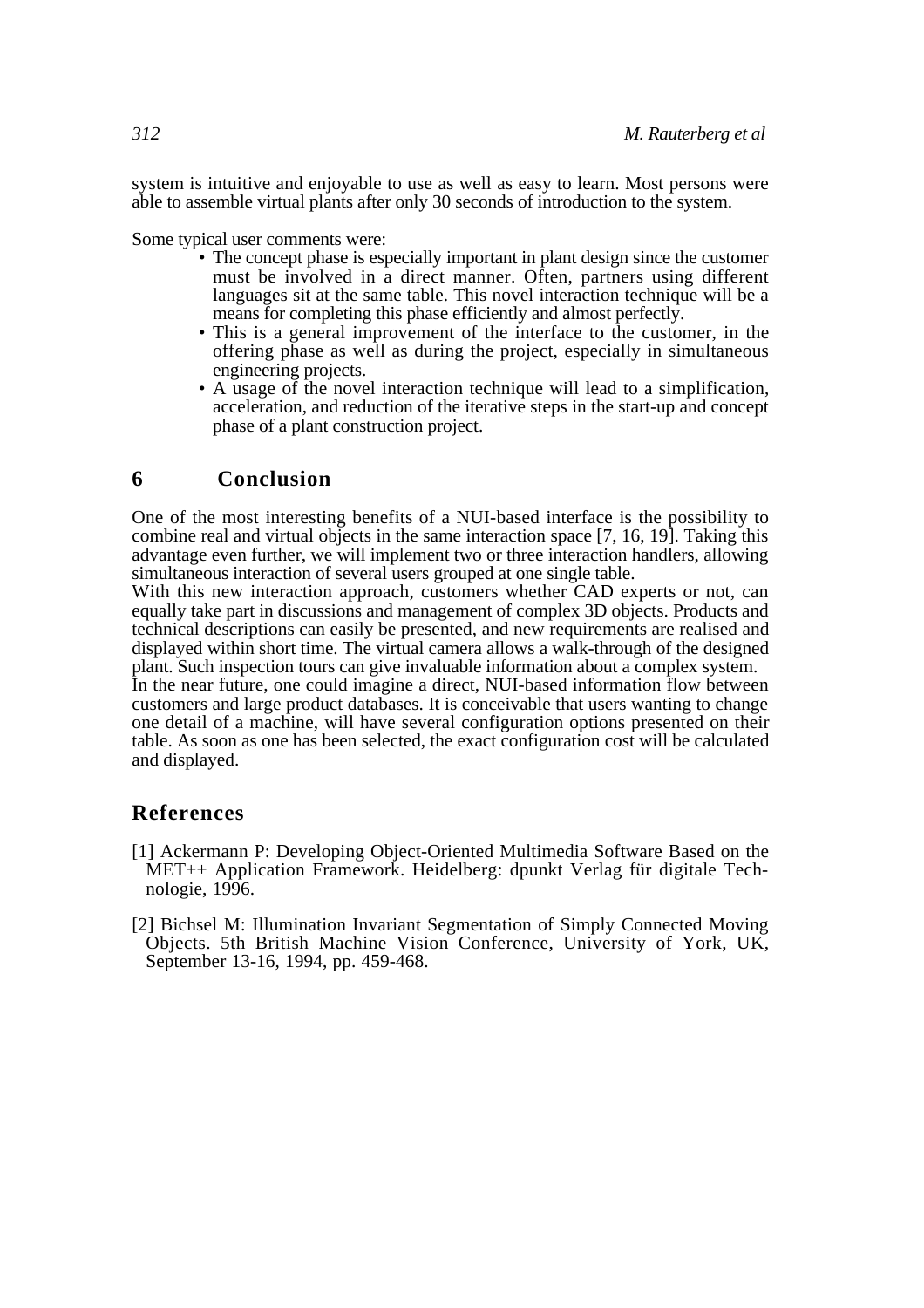system is intuitive and enjoyable to use as well as easy to learn. Most persons were able to assemble virtual plants after only 30 seconds of introduction to the system.

Some typical user comments were:

- The concept phase is especially important in plant design since the customer must be involved in a direct manner. Often, partners using different languages sit at the same table. This novel interaction technique will be a means for completing this phase efficiently and almost perfectly.
- This is a general improvement of the interface to the customer, in the offering phase as well as during the project, especially in simultaneous engineering projects.
- A usage of the novel interaction technique will lead to a simplification, acceleration, and reduction of the iterative steps in the start-up and concept phase of a plant construction project.

## 6 Conclusion

One of the most interesting benefits of a NUI-based interface is the possibility to combine real and virtual objects in the same interaction space [7, 16, 19]. Taking this advantage even further, we will implement two or three interaction handlers, allowing simultaneous interaction of several users grouped at one single table.

With this new interaction approach, customers whether CAD experts or not, can equally take part in discussions and management of complex 3D objects. Products and technical descriptions can easily be presented, and new requirements are realised and displayed within short time. The virtual camera allows a walk-through of the designed plant. Such inspection tours can give invaluable information about a complex system.

In the near future, one could imagine a direct, NUI-based information flow between customers and large product databases. It is conceivable that users wanting to change one detail of a machine, will have several configuration options presented on their table. As soon as one has been selected, the exact configuration cost will be calculated and displayed.

## References

[1] Ackermann P: Developing Object-Oriented Multimedia Software Based on the MET++ Application Framework. Heidelberg: dpunkt Verlag für digitale Technologie, 1996.

[2] Bichsel M: Illumination Invariant Segmentation of Simply Connected Moving Objects. 5th British Machine Vision Conference, University of York, UK, September 13-16, 1994, pp. 459-468.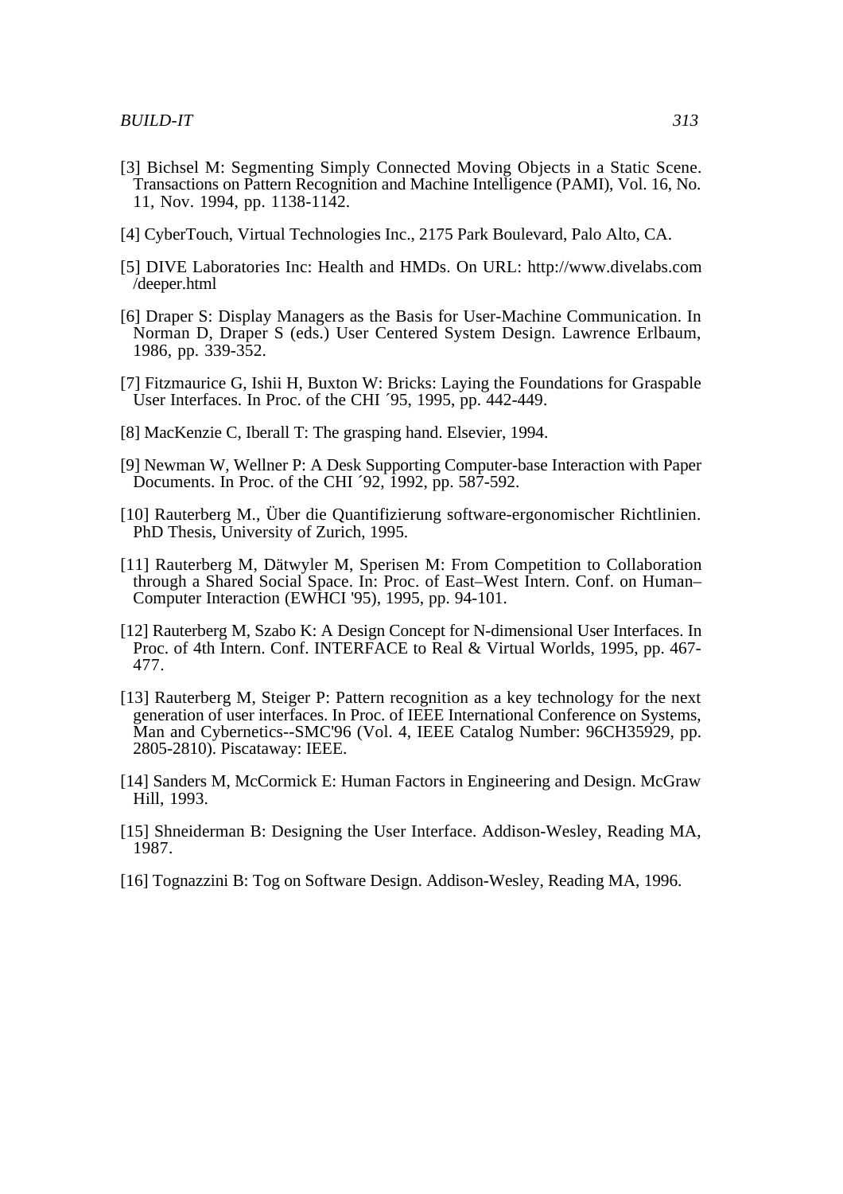[3] Bichsel M: Segmenting Simply Connected Moving Objects in a Static Scene. Transactions on Pattern Recognition and Machine Intelligence (PAMI), Vol. 16, No. 11, Nov. 1994, pp. 1138-1142.

[4] CyberTouch, Virtual Technologies Inc., 2175 Park Boulevard, Palo Alto, CA.

[5] DIVE Laboratories Inc: Health and HMDs. On URL: http://www.divelabs.com /deeper.html

[6] Draper S: Display Managers as the Basis for User-Machine Communication. In Norman D, Draper S (eds.) User Centered System Design. Lawrence Erlbaum, 1986, pp. 339-352.

[7] Fitzmaurice G, Ishii H, Buxton W: Bricks: Laying the Foundations for Graspable User Interfaces. In Proc. of the CHI ´95, 1995, pp. 442-449.

[8] MacKenzie C, Iberall T: The grasping hand. Elsevier, 1994.

[9] Newman W, Wellner P: A Desk Supporting Computer-base Interaction with Paper Documents. In Proc. of the CHI ´92, 1992, pp. 587-592.

[10] Rauterberg M., Über die Quantifizierung software-ergonomischer Richtlinien. PhD Thesis, University of Zurich, 1995.

[11] Rauterberg M, Dätwyler M, Sperisen M: From Competition to Collaboration through a Shared Social Space. In: Proc. of East–West Intern. Conf. on Human–Computer Interaction (EWHCI '95), 1995, pp. 94-101.

[12] Rauterberg M, Szabo K: A Design Concept for N-dimensional User Interfaces. In Proc. of 4th Intern. Conf. INTERFACE to Real & Virtual Worlds, 1995, pp. 467-477.

[13] Rauterberg M, Steiger P: Pattern recognition as a key technology for the next generation of user interfaces. In Proc. of IEEE International Conference on Systems, Man and Cybernetics--SMC'96 (Vol. 4, IEEE Catalog Number: 96CH35929, pp. 2805-2810). Piscataway: IEEE.

[14] Sanders M, McCormick E: Human Factors in Engineering and Design. McGraw Hill, 1993.

[15] Shneiderman B: Designing the User Interface. Addison-Wesley, Reading MA, 1987.

[16] Tognazzini B: Tog on Software Design. Addison-Wesley, Reading MA, 1996.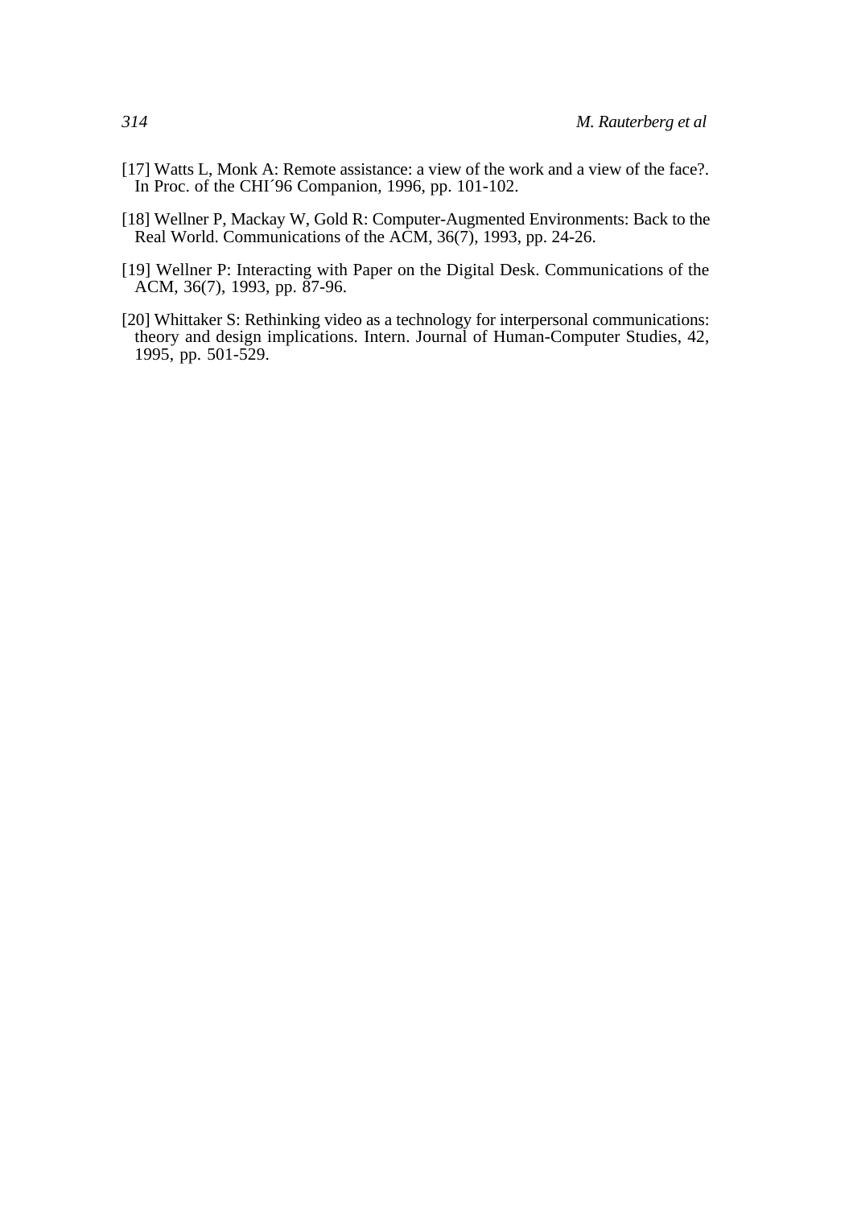[17] Watts L, Monk A: Remote assistance: a view of the work and a view of the face?. In Proc. of the CHI´96 Companion, 1996, pp. 101-102.

[18] Wellner P, Mackay W, Gold R: Computer-Augmented Environments: Back to the Real World. Communications of the ACM, 36(7), 1993, pp. 24-26.

[19] Wellner P: Interacting with Paper on the Digital Desk. Communications of the ACM, 36(7), 1993, pp. 87-96.

[20] Whittaker S: Rethinking video as a technology for interpersonal communications: theory and design implications. Intern. Journal of Human-Computer Studies, 42, 1995, pp. 501-529.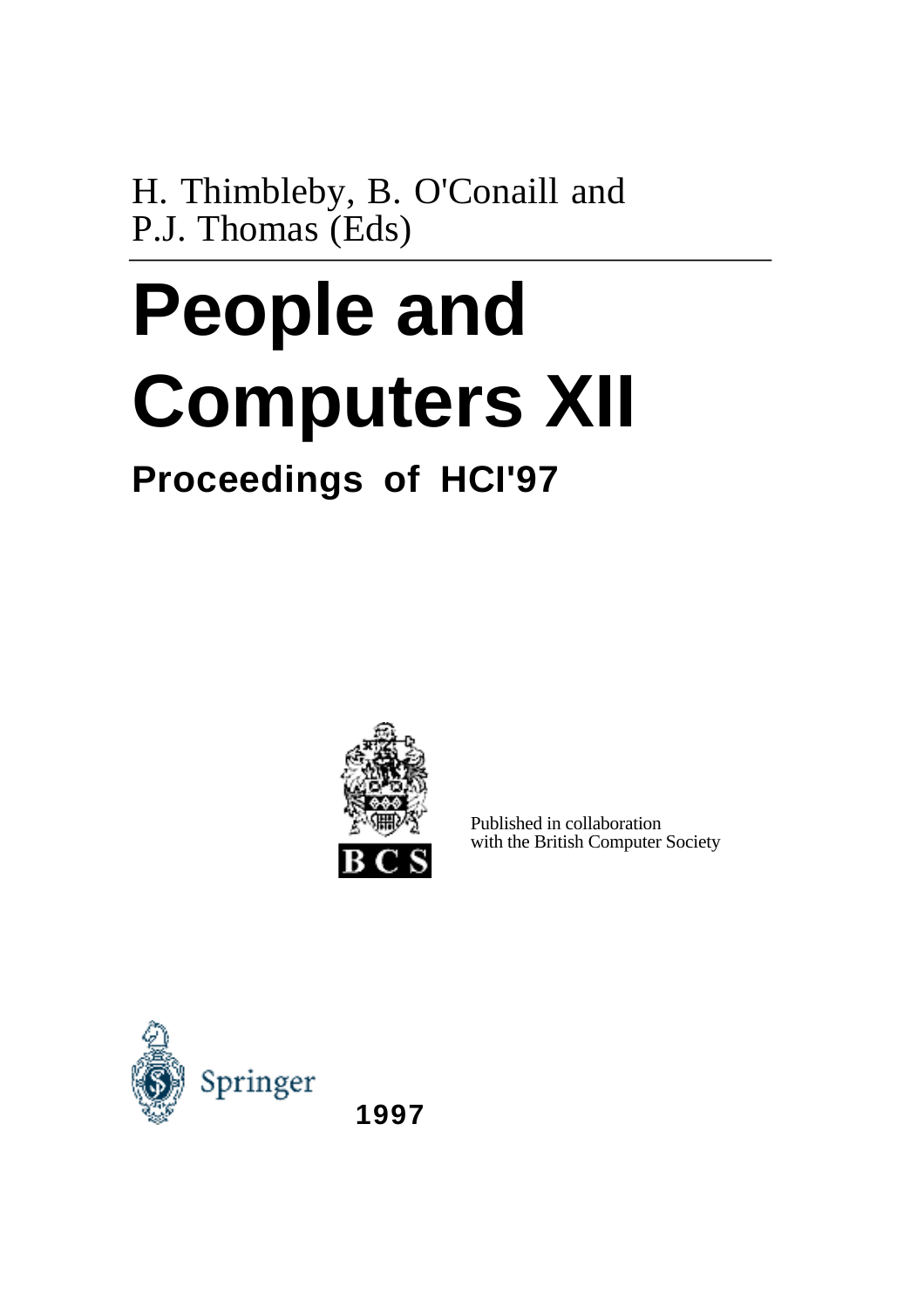H. Thimbleby, B. O'Conaill and
P.J. Thomas (Eds)

# People and Computers XII

## Proceedings of HCI'97

Published in collaboration
with the British Computer Society

Springer

1997